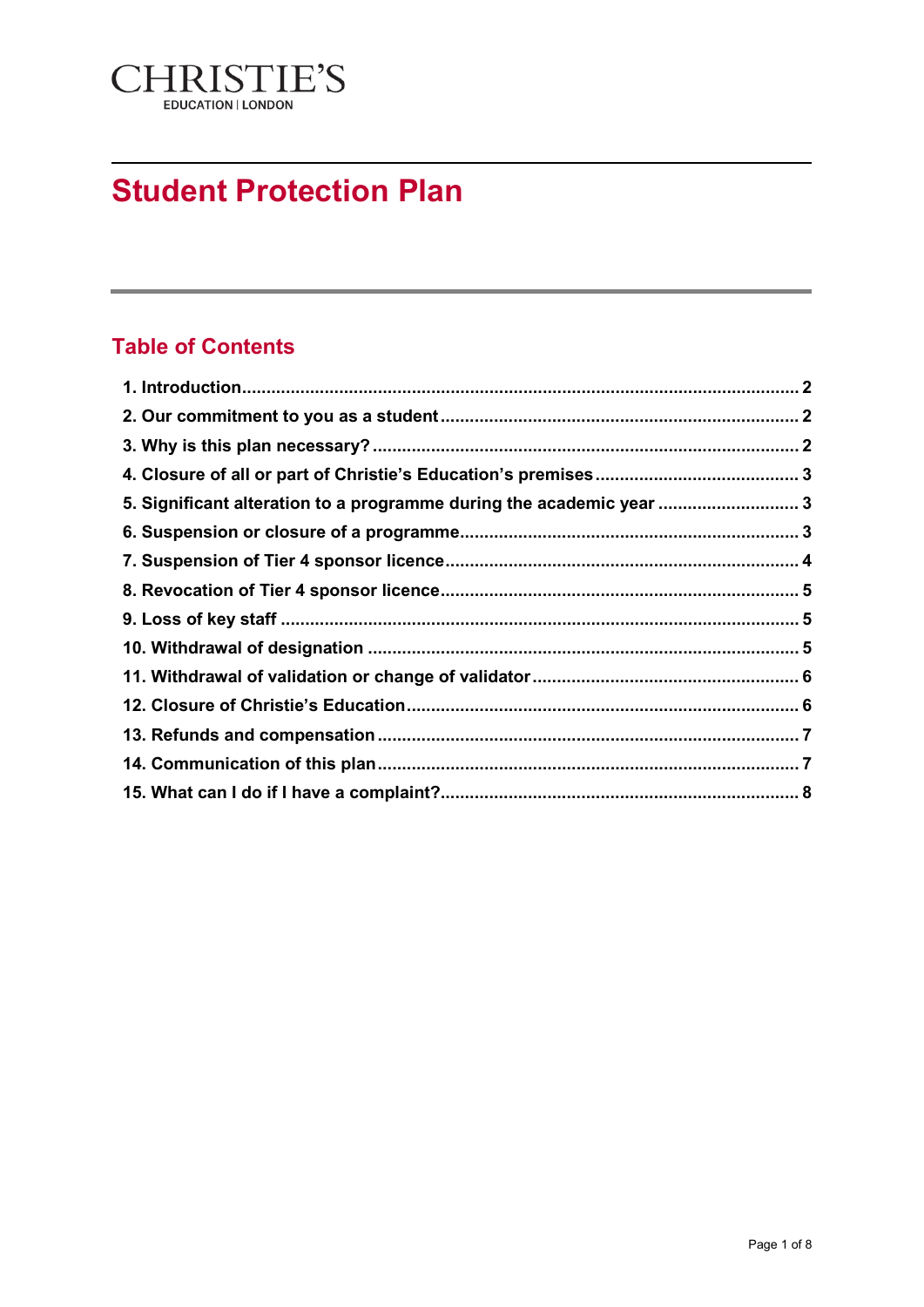CHRISTIE'S
EDUCATION | LONDON

# Student Protection Plan

## Table of Contents

1. Introduction ..... 2
2. Our commitment to you as a student ..... 2
3. Why is this plan necessary? ..... 2
4. Closure of all or part of Christie's Education's premises ..... 3
5. Significant alteration to a programme during the academic year ..... 3
6. Suspension or closure of a programme ..... 3
7. Suspension of Tier 4 sponsor licence ..... 4
8. Revocation of Tier 4 sponsor licence ..... 5
9. Loss of key staff ..... 5
10. Withdrawal of designation ..... 5
11. Withdrawal of validation or change of validator ..... 6
12. Closure of Christie's Education ..... 6
13. Refunds and compensation ..... 7
14. Communication of this plan ..... 7
15. What can I do if I have a complaint? ..... 8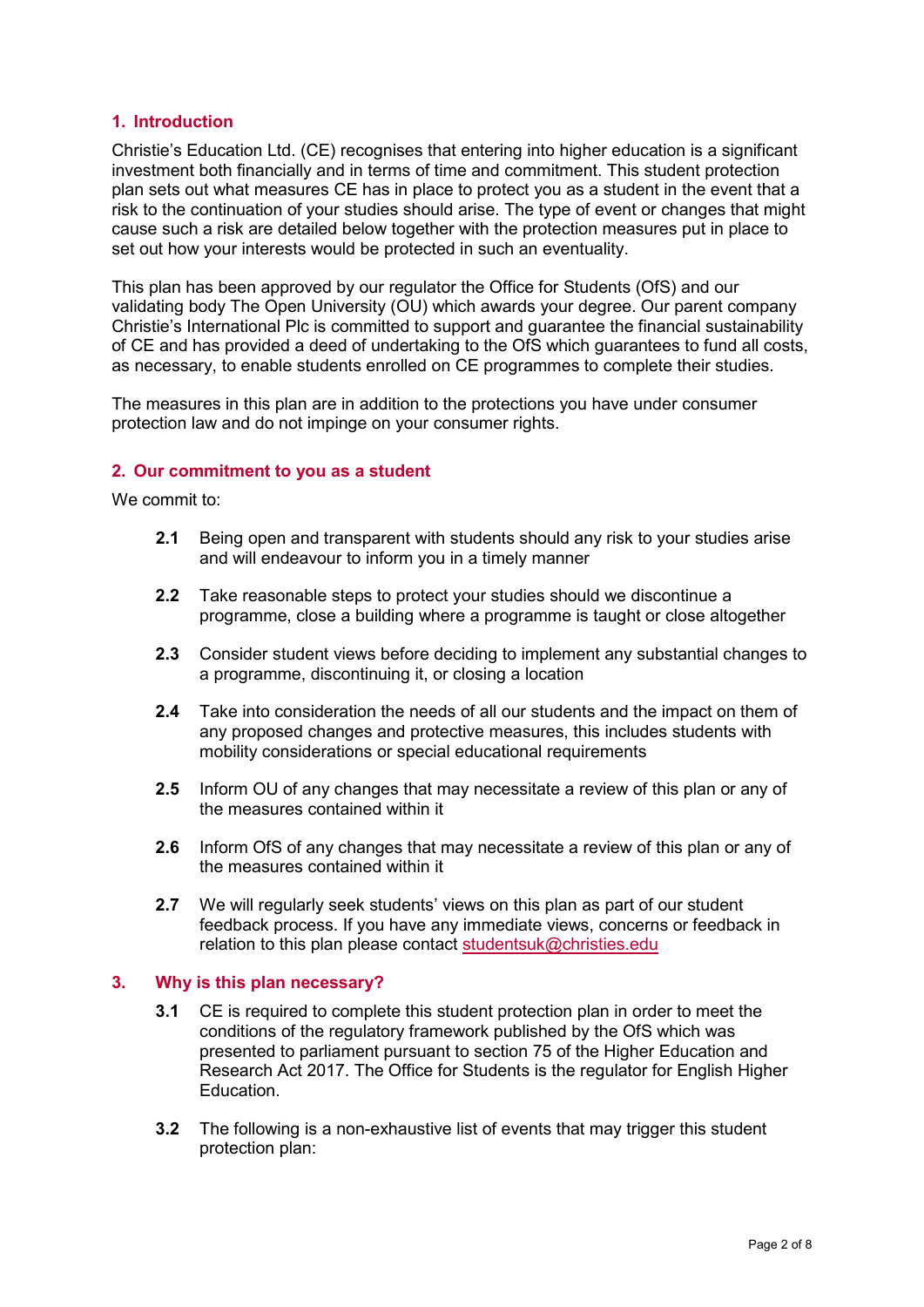## 1. Introduction

Christie's Education Ltd. (CE) recognises that entering into higher education is a significant investment both financially and in terms of time and commitment. This student protection plan sets out what measures CE has in place to protect you as a student in the event that a risk to the continuation of your studies should arise. The type of event or changes that might cause such a risk are detailed below together with the protection measures put in place to set out how your interests would be protected in such an eventuality.

This plan has been approved by our regulator the Office for Students (OfS) and our validating body The Open University (OU) which awards your degree. Our parent company Christie's International Plc is committed to support and guarantee the financial sustainability of CE and has provided a deed of undertaking to the OfS which guarantees to fund all costs, as necessary, to enable students enrolled on CE programmes to complete their studies.

The measures in this plan are in addition to the protections you have under consumer protection law and do not impinge on your consumer rights.

## 2. Our commitment to you as a student

We commit to:

**2.1** Being open and transparent with students should any risk to your studies arise and will endeavour to inform you in a timely manner

**2.2** Take reasonable steps to protect your studies should we discontinue a programme, close a building where a programme is taught or close altogether

**2.3** Consider student views before deciding to implement any substantial changes to a programme, discontinuing it, or closing a location

**2.4** Take into consideration the needs of all our students and the impact on them of any proposed changes and protective measures, this includes students with mobility considerations or special educational requirements

**2.5** Inform OU of any changes that may necessitate a review of this plan or any of the measures contained within it

**2.6** Inform OfS of any changes that may necessitate a review of this plan or any of the measures contained within it

**2.7** We will regularly seek students' views on this plan as part of our student feedback process. If you have any immediate views, concerns or feedback in relation to this plan please contact studentsuk@christies.edu

## 3. Why is this plan necessary?

**3.1** CE is required to complete this student protection plan in order to meet the conditions of the regulatory framework published by the OfS which was presented to parliament pursuant to section 75 of the Higher Education and Research Act 2017. The Office for Students is the regulator for English Higher Education.

**3.2** The following is a non-exhaustive list of events that may trigger this student protection plan: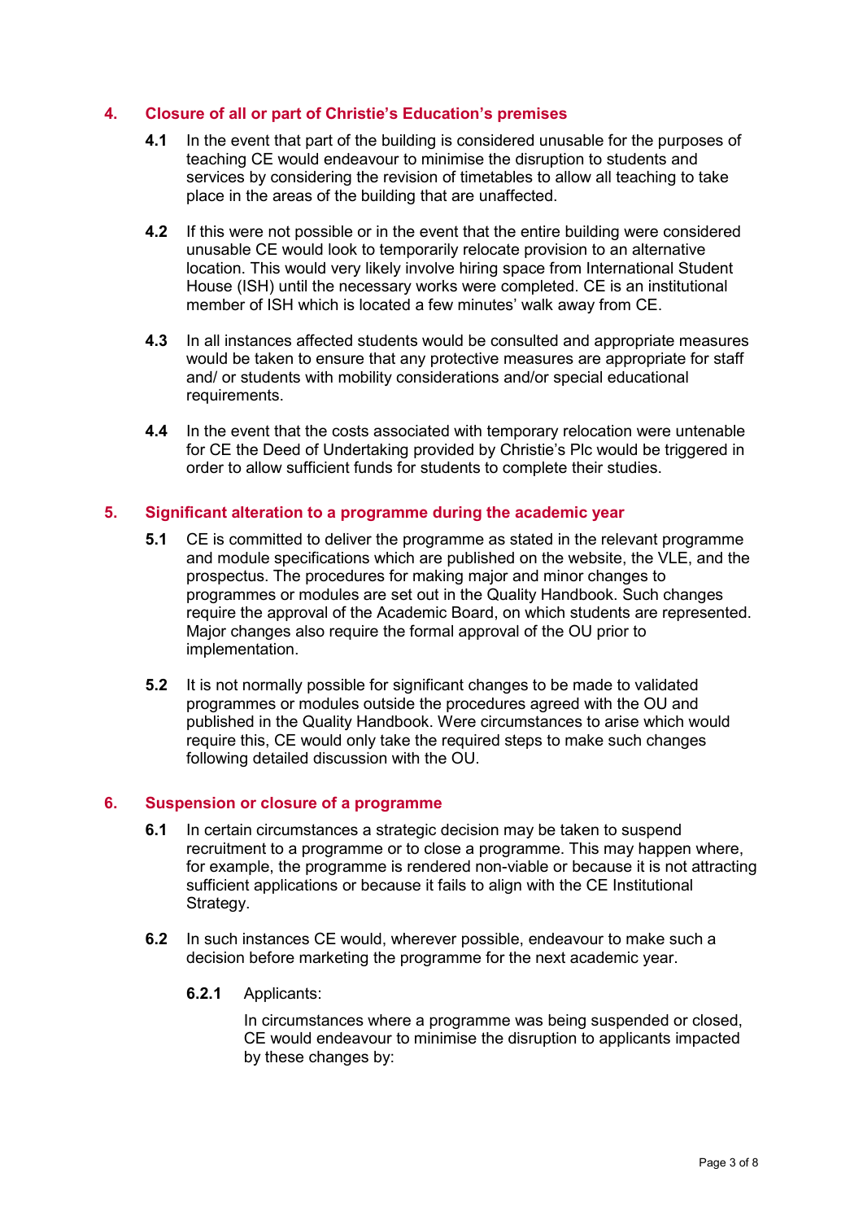## 4. Closure of all or part of Christie's Education's premises

**4.1** In the event that part of the building is considered unusable for the purposes of teaching CE would endeavour to minimise the disruption to students and services by considering the revision of timetables to allow all teaching to take place in the areas of the building that are unaffected.

**4.2** If this were not possible or in the event that the entire building were considered unusable CE would look to temporarily relocate provision to an alternative location. This would very likely involve hiring space from International Student House (ISH) until the necessary works were completed. CE is an institutional member of ISH which is located a few minutes' walk away from CE.

**4.3** In all instances affected students would be consulted and appropriate measures would be taken to ensure that any protective measures are appropriate for staff and/ or students with mobility considerations and/or special educational requirements.

**4.4** In the event that the costs associated with temporary relocation were untenable for CE the Deed of Undertaking provided by Christie's Plc would be triggered in order to allow sufficient funds for students to complete their studies.

## 5. Significant alteration to a programme during the academic year

**5.1** CE is committed to deliver the programme as stated in the relevant programme and module specifications which are published on the website, the VLE, and the prospectus. The procedures for making major and minor changes to programmes or modules are set out in the Quality Handbook. Such changes require the approval of the Academic Board, on which students are represented. Major changes also require the formal approval of the OU prior to implementation.

**5.2** It is not normally possible for significant changes to be made to validated programmes or modules outside the procedures agreed with the OU and published in the Quality Handbook. Were circumstances to arise which would require this, CE would only take the required steps to make such changes following detailed discussion with the OU.

## 6. Suspension or closure of a programme

**6.1** In certain circumstances a strategic decision may be taken to suspend recruitment to a programme or to close a programme. This may happen where, for example, the programme is rendered non-viable or because it is not attracting sufficient applications or because it fails to align with the CE Institutional Strategy.

**6.2** In such instances CE would, wherever possible, endeavour to make such a decision before marketing the programme for the next academic year.

**6.2.1** Applicants:

In circumstances where a programme was being suspended or closed, CE would endeavour to minimise the disruption to applicants impacted by these changes by: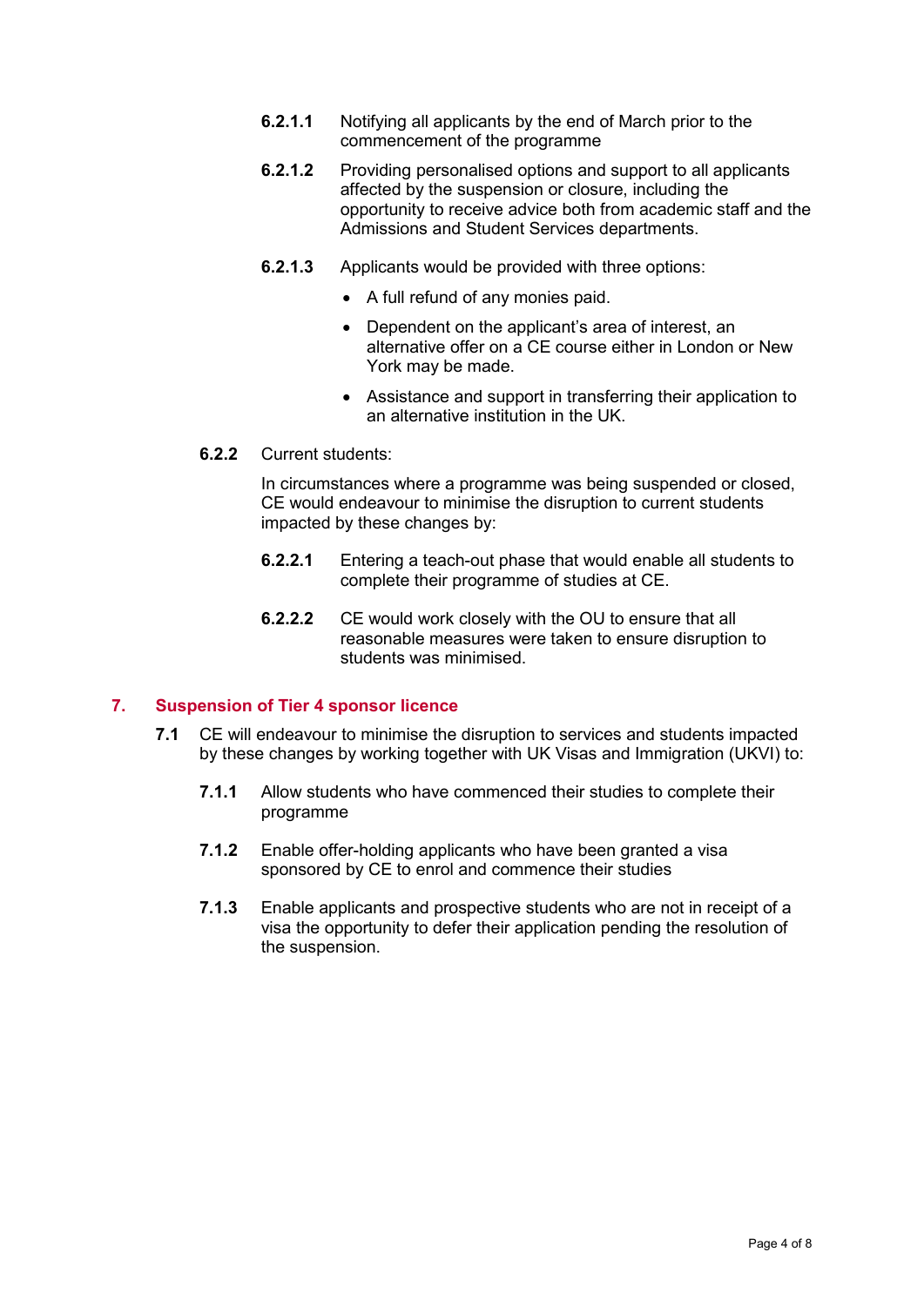**6.2.1.1** Notifying all applicants by the end of March prior to the commencement of the programme

**6.2.1.2** Providing personalised options and support to all applicants affected by the suspension or closure, including the opportunity to receive advice both from academic staff and the Admissions and Student Services departments.

**6.2.1.3** Applicants would be provided with three options:

- A full refund of any monies paid.
- Dependent on the applicant's area of interest, an alternative offer on a CE course either in London or New York may be made.
- Assistance and support in transferring their application to an alternative institution in the UK.

**6.2.2** Current students:

In circumstances where a programme was being suspended or closed, CE would endeavour to minimise the disruption to current students impacted by these changes by:

**6.2.2.1** Entering a teach-out phase that would enable all students to complete their programme of studies at CE.

**6.2.2.2** CE would work closely with the OU to ensure that all reasonable measures were taken to ensure disruption to students was minimised.

## 7. Suspension of Tier 4 sponsor licence

**7.1** CE will endeavour to minimise the disruption to services and students impacted by these changes by working together with UK Visas and Immigration (UKVI) to:

**7.1.1** Allow students who have commenced their studies to complete their programme

**7.1.2** Enable offer-holding applicants who have been granted a visa sponsored by CE to enrol and commence their studies

**7.1.3** Enable applicants and prospective students who are not in receipt of a visa the opportunity to defer their application pending the resolution of the suspension.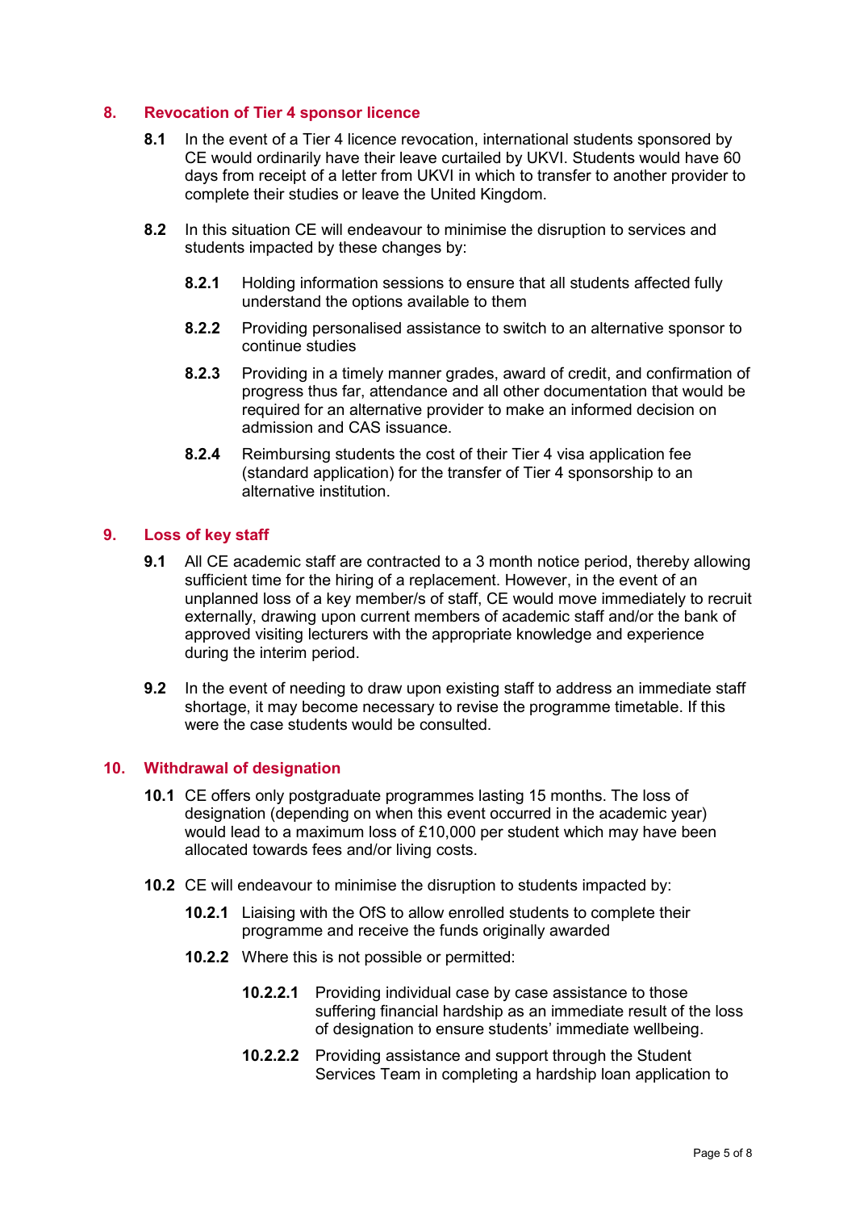## 8. Revocation of Tier 4 sponsor licence

**8.1** In the event of a Tier 4 licence revocation, international students sponsored by CE would ordinarily have their leave curtailed by UKVI. Students would have 60 days from receipt of a letter from UKVI in which to transfer to another provider to complete their studies or leave the United Kingdom.

**8.2** In this situation CE will endeavour to minimise the disruption to services and students impacted by these changes by:

**8.2.1** Holding information sessions to ensure that all students affected fully understand the options available to them

**8.2.2** Providing personalised assistance to switch to an alternative sponsor to continue studies

**8.2.3** Providing in a timely manner grades, award of credit, and confirmation of progress thus far, attendance and all other documentation that would be required for an alternative provider to make an informed decision on admission and CAS issuance.

**8.2.4** Reimbursing students the cost of their Tier 4 visa application fee (standard application) for the transfer of Tier 4 sponsorship to an alternative institution.

## 9. Loss of key staff

**9.1** All CE academic staff are contracted to a 3 month notice period, thereby allowing sufficient time for the hiring of a replacement. However, in the event of an unplanned loss of a key member/s of staff, CE would move immediately to recruit externally, drawing upon current members of academic staff and/or the bank of approved visiting lecturers with the appropriate knowledge and experience during the interim period.

**9.2** In the event of needing to draw upon existing staff to address an immediate staff shortage, it may become necessary to revise the programme timetable. If this were the case students would be consulted.

## 10. Withdrawal of designation

**10.1** CE offers only postgraduate programmes lasting 15 months. The loss of designation (depending on when this event occurred in the academic year) would lead to a maximum loss of £10,000 per student which may have been allocated towards fees and/or living costs.

**10.2** CE will endeavour to minimise the disruption to students impacted by:

**10.2.1** Liaising with the OfS to allow enrolled students to complete their programme and receive the funds originally awarded

**10.2.2** Where this is not possible or permitted:

**10.2.2.1** Providing individual case by case assistance to those suffering financial hardship as an immediate result of the loss of designation to ensure students' immediate wellbeing.

**10.2.2.2** Providing assistance and support through the Student Services Team in completing a hardship loan application to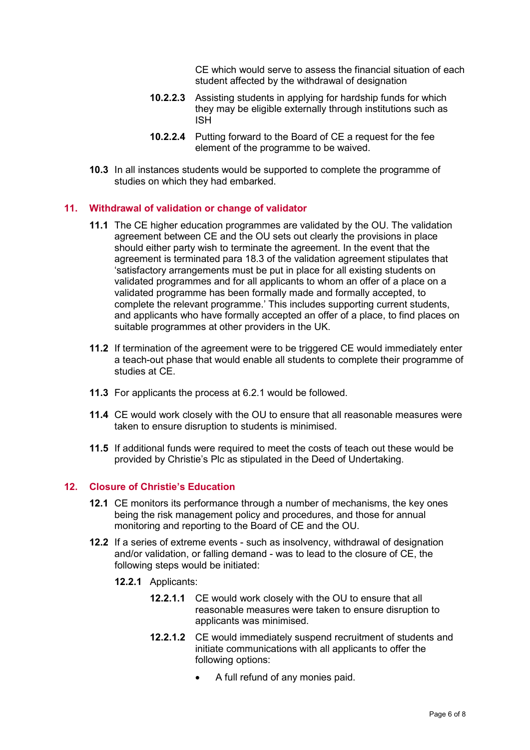CE which would serve to assess the financial situation of each student affected by the withdrawal of designation

**10.2.2.3** Assisting students in applying for hardship funds for which they may be eligible externally through institutions such as ISH

**10.2.2.4** Putting forward to the Board of CE a request for the fee element of the programme to be waived.

**10.3** In all instances students would be supported to complete the programme of studies on which they had embarked.

## 11. Withdrawal of validation or change of validator

**11.1** The CE higher education programmes are validated by the OU. The validation agreement between CE and the OU sets out clearly the provisions in place should either party wish to terminate the agreement. In the event that the agreement is terminated para 18.3 of the validation agreement stipulates that 'satisfactory arrangements must be put in place for all existing students on validated programmes and for all applicants to whom an offer of a place on a validated programme has been formally made and formally accepted, to complete the relevant programme.' This includes supporting current students, and applicants who have formally accepted an offer of a place, to find places on suitable programmes at other providers in the UK.

**11.2** If termination of the agreement were to be triggered CE would immediately enter a teach-out phase that would enable all students to complete their programme of studies at CE.

**11.3** For applicants the process at 6.2.1 would be followed.

**11.4** CE would work closely with the OU to ensure that all reasonable measures were taken to ensure disruption to students is minimised.

**11.5** If additional funds were required to meet the costs of teach out these would be provided by Christie's Plc as stipulated in the Deed of Undertaking.

## 12. Closure of Christie's Education

**12.1** CE monitors its performance through a number of mechanisms, the key ones being the risk management policy and procedures, and those for annual monitoring and reporting to the Board of CE and the OU.

**12.2** If a series of extreme events - such as insolvency, withdrawal of designation and/or validation, or falling demand - was to lead to the closure of CE, the following steps would be initiated:

**12.2.1** Applicants:

**12.2.1.1** CE would work closely with the OU to ensure that all reasonable measures were taken to ensure disruption to applicants was minimised.

**12.2.1.2** CE would immediately suspend recruitment of students and initiate communications with all applicants to offer the following options:

- A full refund of any monies paid.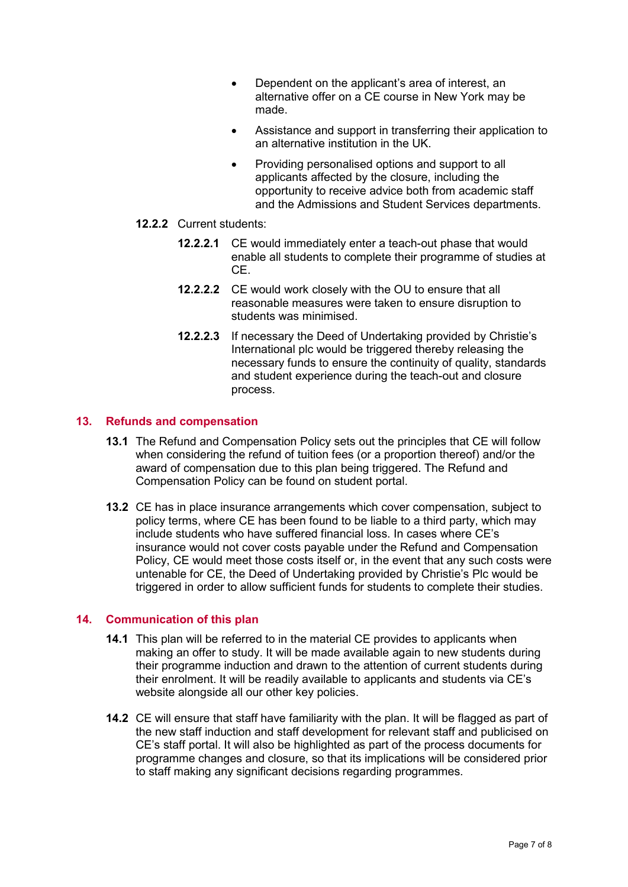- Dependent on the applicant's area of interest, an alternative offer on a CE course in New York may be made.
- Assistance and support in transferring their application to an alternative institution in the UK.
- Providing personalised options and support to all applicants affected by the closure, including the opportunity to receive advice both from academic staff and the Admissions and Student Services departments.

**12.2.2** Current students:

**12.2.2.1** CE would immediately enter a teach-out phase that would enable all students to complete their programme of studies at CE.

**12.2.2.2** CE would work closely with the OU to ensure that all reasonable measures were taken to ensure disruption to students was minimised.

**12.2.2.3** If necessary the Deed of Undertaking provided by Christie's International plc would be triggered thereby releasing the necessary funds to ensure the continuity of quality, standards and student experience during the teach-out and closure process.

## 13. Refunds and compensation

**13.1** The Refund and Compensation Policy sets out the principles that CE will follow when considering the refund of tuition fees (or a proportion thereof) and/or the award of compensation due to this plan being triggered. The Refund and Compensation Policy can be found on student portal.

**13.2** CE has in place insurance arrangements which cover compensation, subject to policy terms, where CE has been found to be liable to a third party, which may include students who have suffered financial loss. In cases where CE's insurance would not cover costs payable under the Refund and Compensation Policy, CE would meet those costs itself or, in the event that any such costs were untenable for CE, the Deed of Undertaking provided by Christie's Plc would be triggered in order to allow sufficient funds for students to complete their studies.

## 14. Communication of this plan

**14.1** This plan will be referred to in the material CE provides to applicants when making an offer to study. It will be made available again to new students during their programme induction and drawn to the attention of current students during their enrolment. It will be readily available to applicants and students via CE's website alongside all our other key policies.

**14.2** CE will ensure that staff have familiarity with the plan. It will be flagged as part of the new staff induction and staff development for relevant staff and publicised on CE's staff portal. It will also be highlighted as part of the process documents for programme changes and closure, so that its implications will be considered prior to staff making any significant decisions regarding programmes.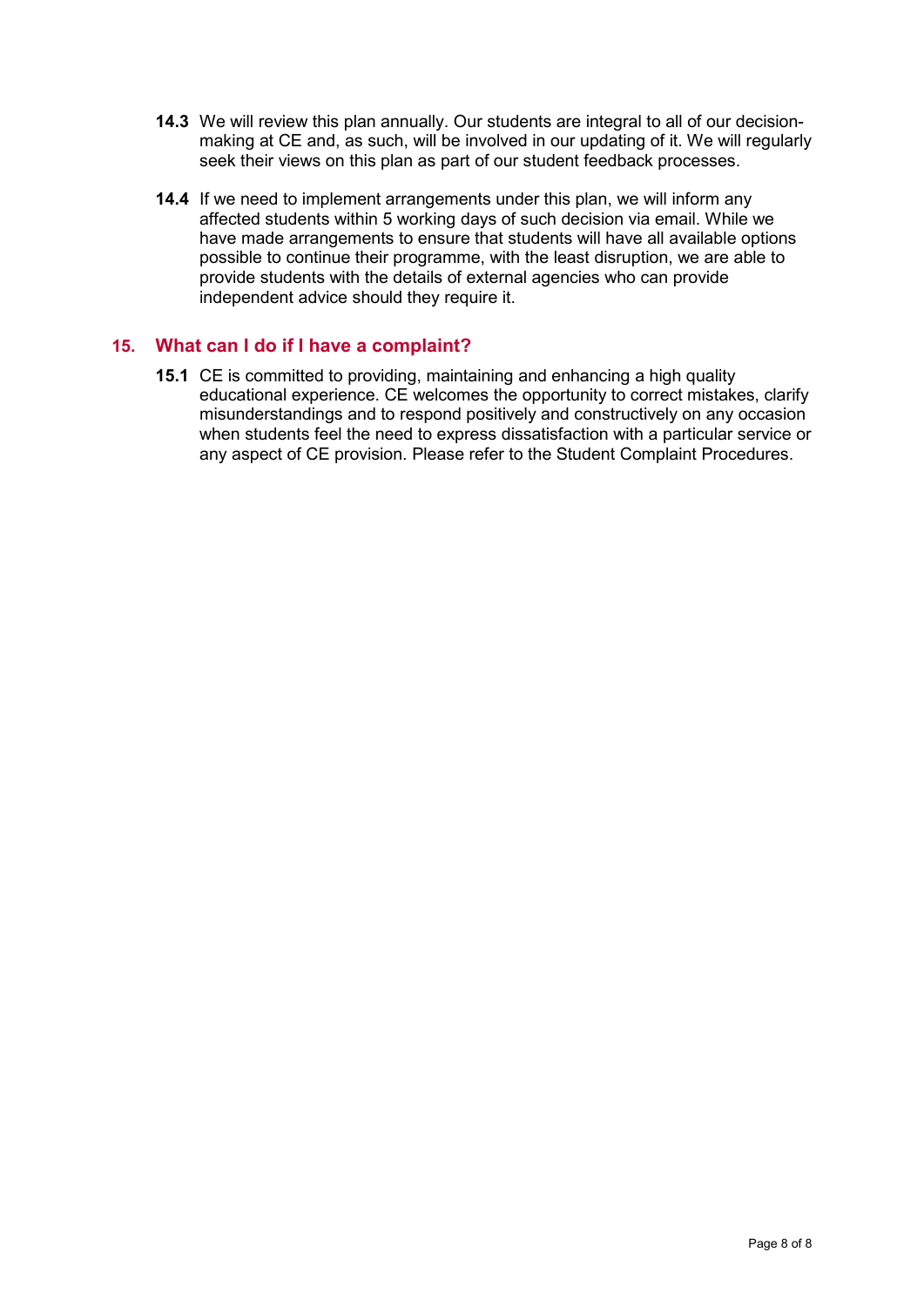**14.3** We will review this plan annually. Our students are integral to all of our decision-making at CE and, as such, will be involved in our updating of it. We will regularly seek their views on this plan as part of our student feedback processes.

**14.4** If we need to implement arrangements under this plan, we will inform any affected students within 5 working days of such decision via email. While we have made arrangements to ensure that students will have all available options possible to continue their programme, with the least disruption, we are able to provide students with the details of external agencies who can provide independent advice should they require it.

## 15. What can I do if I have a complaint?

**15.1** CE is committed to providing, maintaining and enhancing a high quality educational experience. CE welcomes the opportunity to correct mistakes, clarify misunderstandings and to respond positively and constructively on any occasion when students feel the need to express dissatisfaction with a particular service or any aspect of CE provision. Please refer to the Student Complaint Procedures.